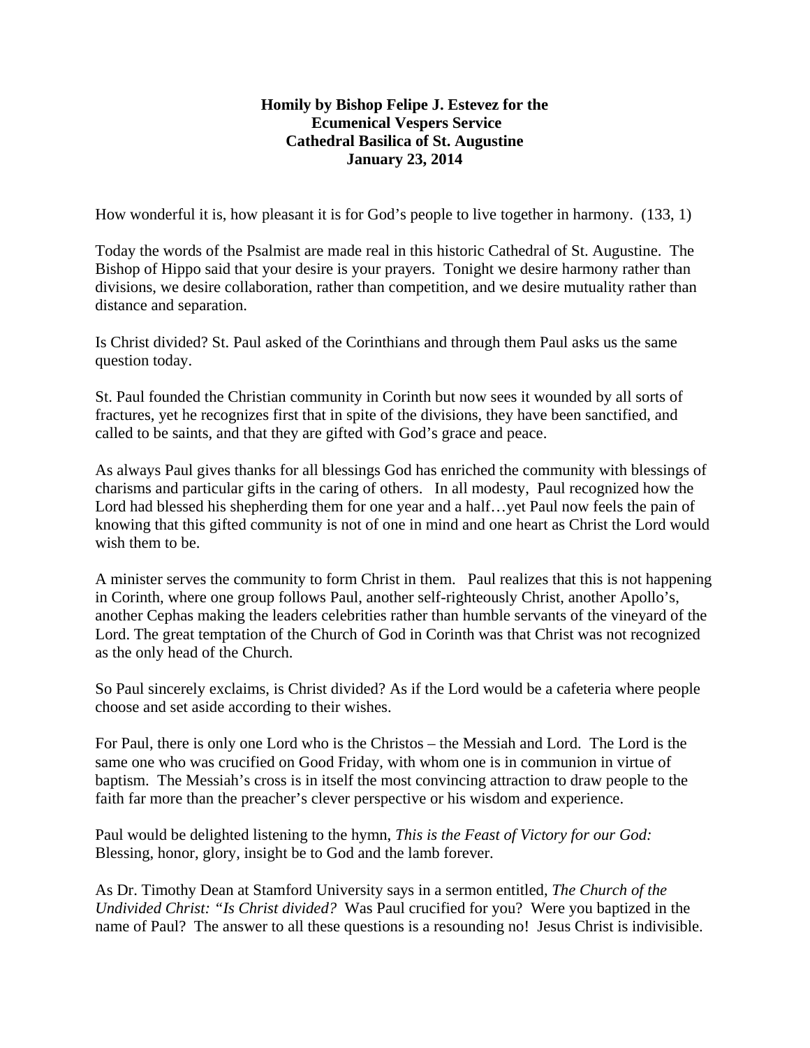**Homily by Bishop Felipe J. Estevez for the Ecumenical Vespers Service Cathedral Basilica of St. Augustine January 23, 2014**

How wonderful it is, how pleasant it is for God's people to live together in harmony. (133, 1)

Today the words of the Psalmist are made real in this historic Cathedral of St. Augustine. The Bishop of Hippo said that your desire is your prayers. Tonight we desire harmony rather than divisions, we desire collaboration, rather than competition, and we desire mutuality rather than distance and separation.

Is Christ divided? St. Paul asked of the Corinthians and through them Paul asks us the same question today.

St. Paul founded the Christian community in Corinth but now sees it wounded by all sorts of fractures, yet he recognizes first that in spite of the divisions, they have been sanctified, and called to be saints, and that they are gifted with God's grace and peace.

As always Paul gives thanks for all blessings God has enriched the community with blessings of charisms and particular gifts in the caring of others. In all modesty, Paul recognized how the Lord had blessed his shepherding them for one year and a half…yet Paul now feels the pain of knowing that this gifted community is not of one in mind and one heart as Christ the Lord would wish them to be.

A minister serves the community to form Christ in them. Paul realizes that this is not happening in Corinth, where one group follows Paul, another self-righteously Christ, another Apollo's, another Cephas making the leaders celebrities rather than humble servants of the vineyard of the Lord. The great temptation of the Church of God in Corinth was that Christ was not recognized as the only head of the Church.

So Paul sincerely exclaims, is Christ divided? As if the Lord would be a cafeteria where people choose and set aside according to their wishes.

For Paul, there is only one Lord who is the Christos – the Messiah and Lord. The Lord is the same one who was crucified on Good Friday, with whom one is in communion in virtue of baptism. The Messiah's cross is in itself the most convincing attraction to draw people to the faith far more than the preacher's clever perspective or his wisdom and experience.

Paul would be delighted listening to the hymn, *This is the Feast of Victory for our God:* Blessing, honor, glory, insight be to God and the lamb forever.

As Dr. Timothy Dean at Stamford University says in a sermon entitled, *The Church of the Undivided Christ: "Is Christ divided?* Was Paul crucified for you? Were you baptized in the name of Paul? The answer to all these questions is a resounding no! Jesus Christ is indivisible.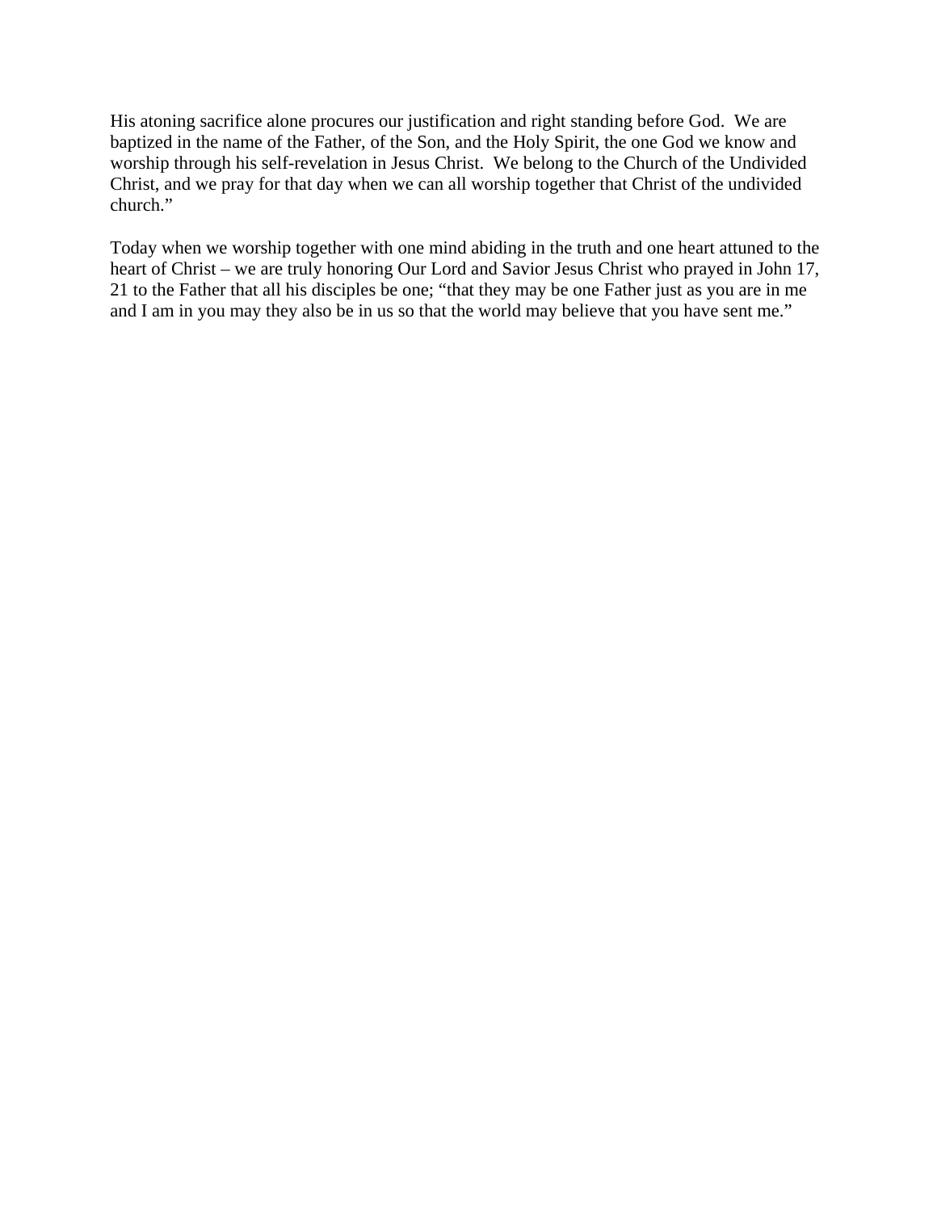His atoning sacrifice alone procures our justification and right standing before God. We are baptized in the name of the Father, of the Son, and the Holy Spirit, the one God we know and worship through his self-revelation in Jesus Christ. We belong to the Church of the Undivided Christ, and we pray for that day when we can all worship together that Christ of the undivided church."

Today when we worship together with one mind abiding in the truth and one heart attuned to the heart of Christ – we are truly honoring Our Lord and Savior Jesus Christ who prayed in John 17, 21 to the Father that all his disciples be one; "that they may be one Father just as you are in me and I am in you may they also be in us so that the world may believe that you have sent me."